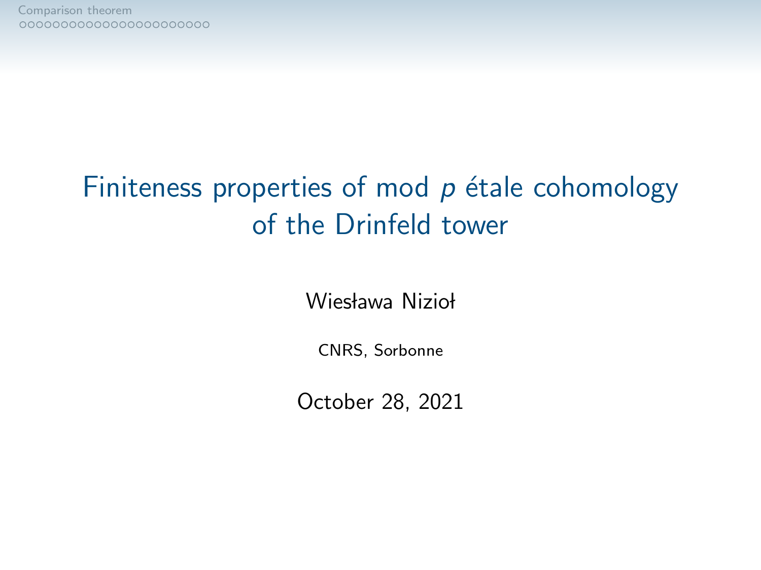# Finiteness properties of mod $p$ étale cohomology of the Drinfeld tower

Wiesława Nizioł

CNRS, Sorbonne

October 28, 2021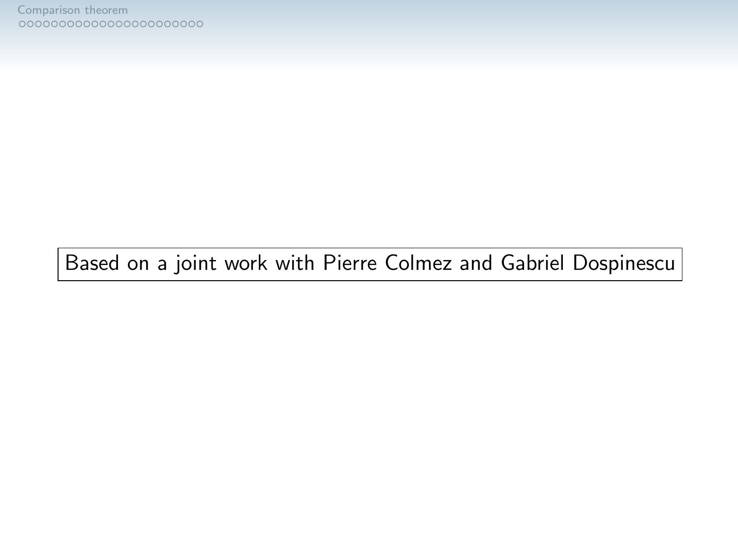Based on a joint work with Pierre Colmez and Gabriel Dospinescu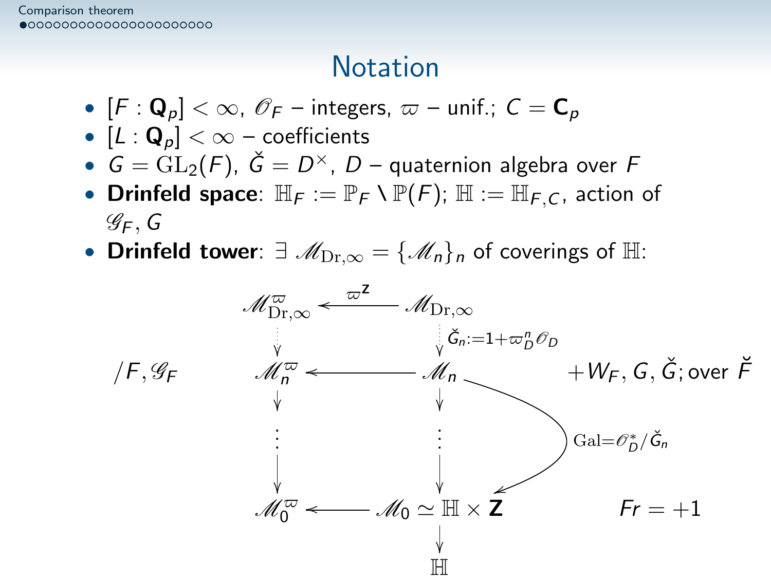# Notation

- $[F : \mathbf{Q}_p] < \infty$, $\mathscr{O}_F$ – integers, $\varpi$ – unif.; $C = \mathbf{C}_p$
- $[L : \mathbf{Q}_p] < \infty$ – coefficients
- $G = \mathrm{GL}_2(F)$, $\check{G} = D^\times$, $D$ – quaternion algebra over $F$
- **Drinfeld space**: $\mathbb{H}_F := \mathbb{P}_F \setminus \mathbb{P}(F)$; $\mathbb{H} := \mathbb{H}_{F,C}$, action of $\mathscr{G}_F$, $G$
- **Drinfeld tower**: $\exists\ \mathscr{M}_{\mathrm{Dr},\infty} = \{\mathscr{M}_n\}_n$ of coverings of $\mathbb{H}$:

$$
\begin{array}{ccccc}
 & \mathscr{M}^{\varpi}_{\mathrm{Dr},\infty} & \xleftarrow{\ \varpi^{\mathbf{Z}}\ } & \mathscr{M}_{\mathrm{Dr},\infty} & \\
 & \downarrow & & \downarrow \check{G}_n := 1+\varpi_D^n \mathscr{O}_D & \\
/F, \mathscr{G}_F & \mathscr{M}^{\varpi}_n & \longleftarrow & \mathscr{M}_n & +W_F,\, G,\, \check{G};\text{ over } \breve{F} \\
 & \downarrow & & \downarrow & \\
 & \vdots & & \vdots & \quad \mathrm{Gal} = \mathscr{O}_D^*/\check{G}_n \ (\mathscr{M}_n \to \mathscr{M}_0) \\
 & \downarrow & & \downarrow & \\
 & \mathscr{M}^{\varpi}_0 & \longleftarrow & \mathscr{M}_0 \simeq \mathbb{H} \times \mathbf{Z} & Fr = +1 \\
 & & & \downarrow & \\
 & & & \mathbb{H} &
\end{array}
$$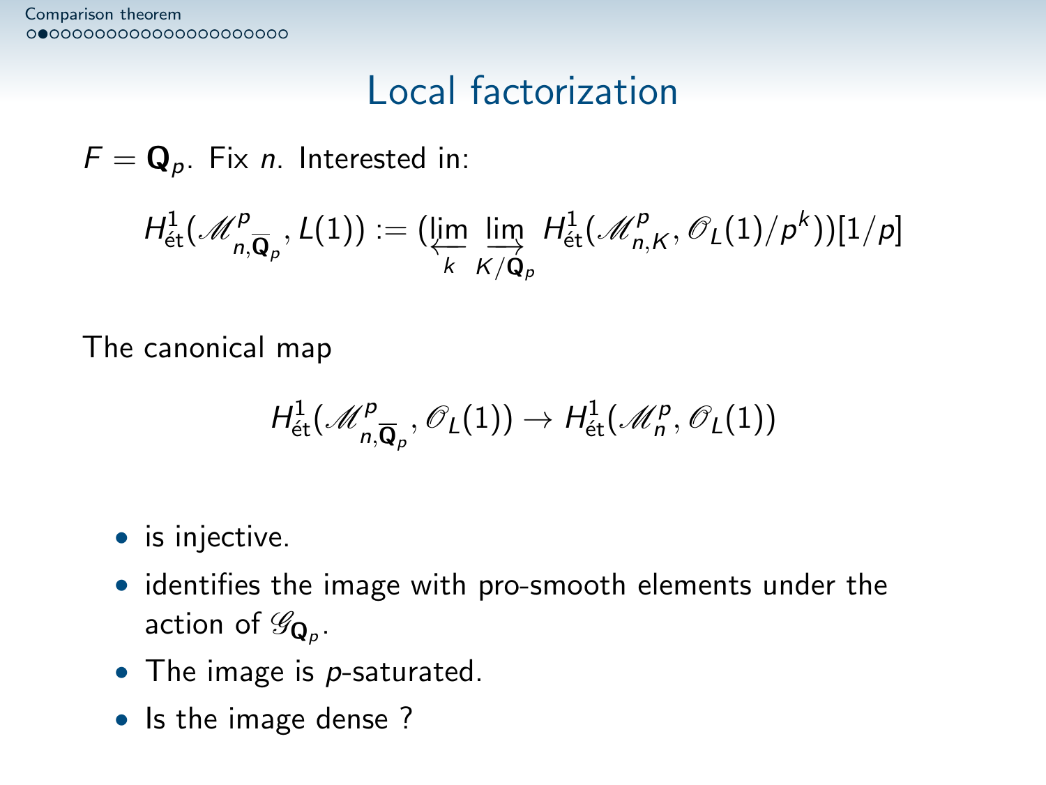# Local factorization

$F = \mathbf{Q}_p$. Fix $n$. Interested in:

$$H^1_{\text{ét}}(\mathscr{M}^p_{n,\overline{\mathbf{Q}}_p}, L(1)) := (\varprojlim_k \varinjlim_{K/\mathbf{Q}_p} H^1_{\text{ét}}(\mathscr{M}^p_{n,K}, \mathscr{O}_L(1)/p^k))[1/p]$$

The canonical map

$$H^1_{\text{ét}}(\mathscr{M}^p_{n,\overline{\mathbf{Q}}_p}, \mathscr{O}_L(1)) \to H^1_{\text{ét}}(\mathscr{M}^p_n, \mathscr{O}_L(1))$$

- is injective.
- identifies the image with pro-smooth elements under the action of $\mathscr{G}_{\mathbf{Q}_p}$.
- The image is $p$-saturated.
- Is the image dense ?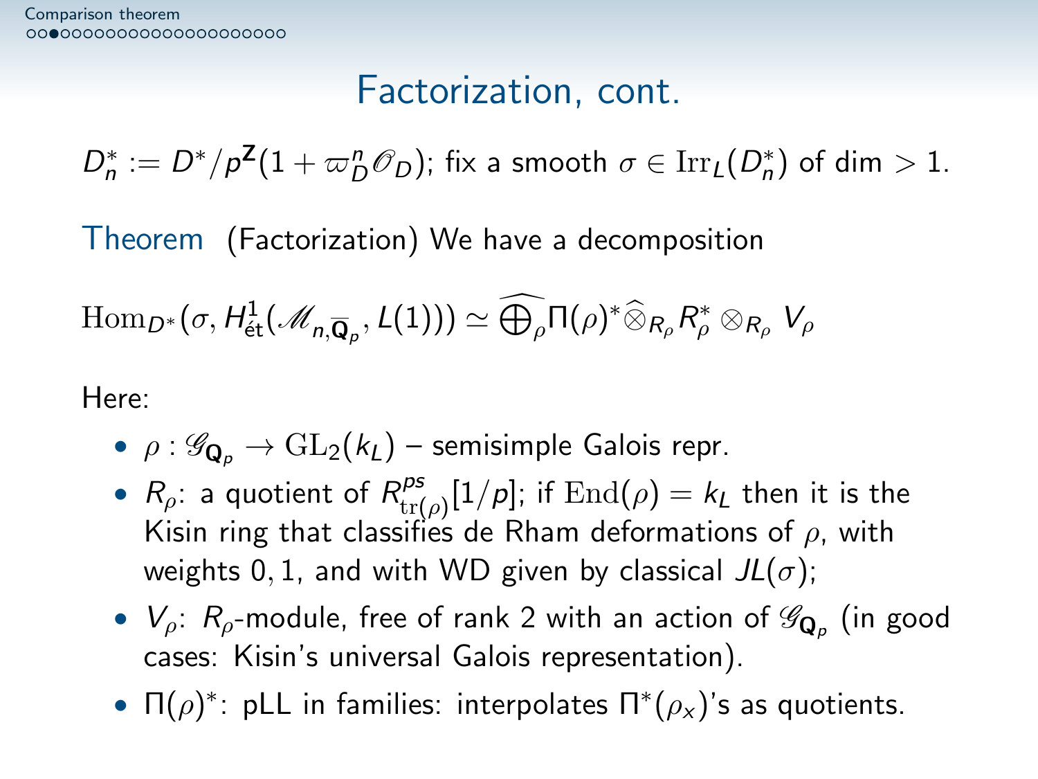## Factorization, cont.

$D_n^* := D^*/p^{\mathbf{Z}}(1+\varpi_D^n \mathscr{O}_D)$; fix a smooth $\sigma \in \mathrm{Irr}_L(D_n^*)$ of dim $> 1$.

**Theorem** (Factorization) We have a decomposition

$$\mathrm{Hom}_{D^*}(\sigma, H^1_{\text{ét}}(\mathscr{M}_{n,\overline{\mathbf{Q}}_p}, L(1))) \simeq \widehat{\bigoplus_\rho} \Pi(\rho)^* \widehat{\otimes}_{R_\rho} R_\rho^* \otimes_{R_\rho} V_\rho$$

Here:

- $\rho : \mathscr{G}_{\mathbf{Q}_p} \to \mathrm{GL}_2(k_L)$ – semisimple Galois repr.
- $R_\rho$: a quotient of $R^{ps}_{\mathrm{tr}(\rho)}[1/p]$; if $\mathrm{End}(\rho) = k_L$ then it is the Kisin ring that classifies de Rham deformations of $\rho$, with weights $0, 1$, and with WD given by classical $JL(\sigma)$;
- $V_\rho$: $R_\rho$-module, free of rank 2 with an action of $\mathscr{G}_{\mathbf{Q}_p}$ (in good cases: Kisin's universal Galois representation).
- $\Pi(\rho)^*$: pLL in families: interpolates $\Pi^*(\rho_x)$'s as quotients.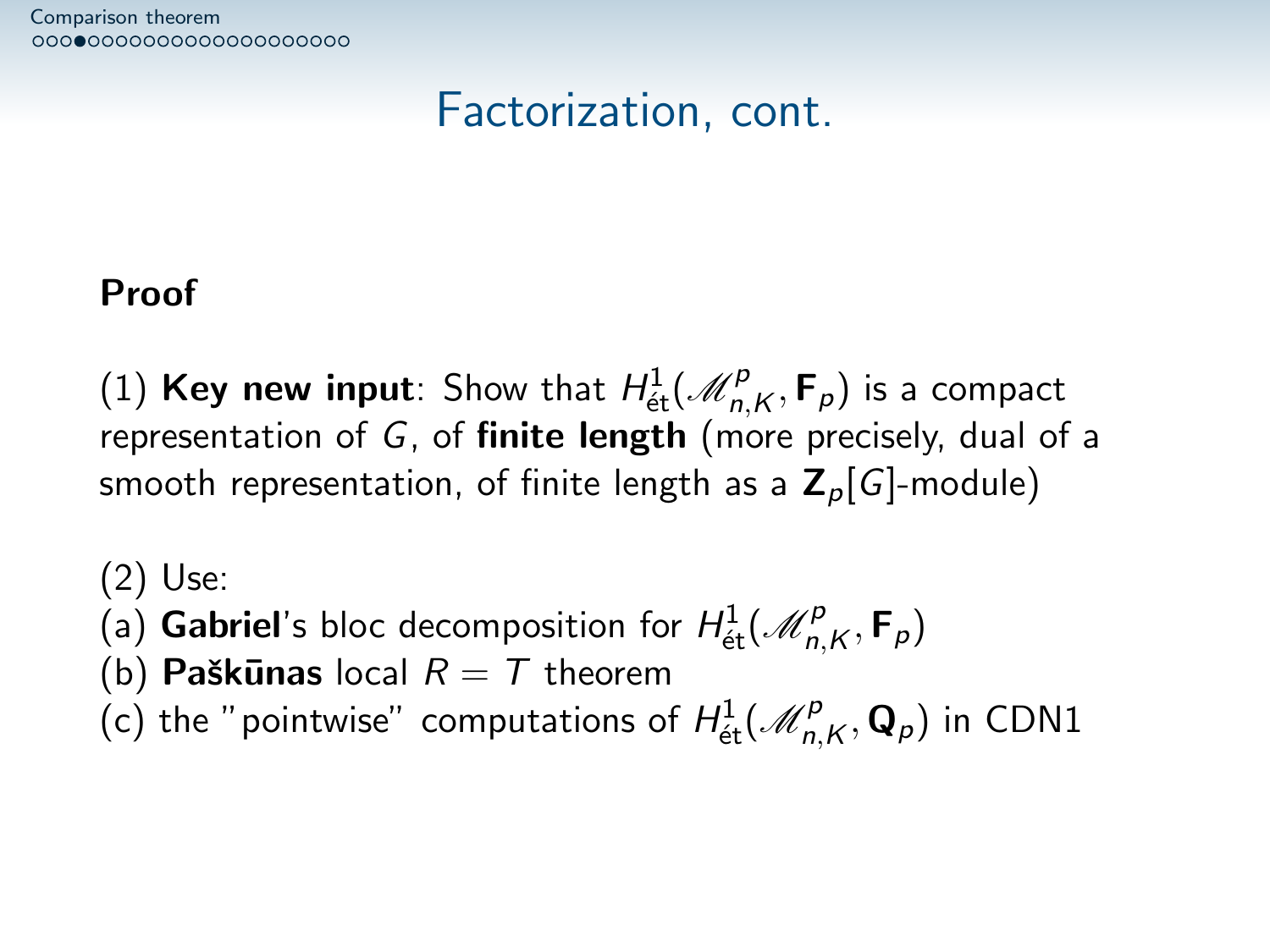# Factorization, cont.

**Proof**

(1) **Key new input**: Show that $H^1_{\text{ét}}(\mathscr{M}^p_{n,K}, \mathbf{F}_p)$ is a compact representation of $G$, of **finite length** (more precisely, dual of a smooth representation, of finite length as a $\mathbf{Z}_p[G]$-module)

(2) Use:
(a) **Gabriel**'s bloc decomposition for $H^1_{\text{ét}}(\mathscr{M}^p_{n,K}, \mathbf{F}_p)$
(b) **Paškūnas** local $R = T$ theorem
(c) the "pointwise" computations of $H^1_{\text{ét}}(\mathscr{M}^p_{n,K}, \mathbf{Q}_p)$ in CDN1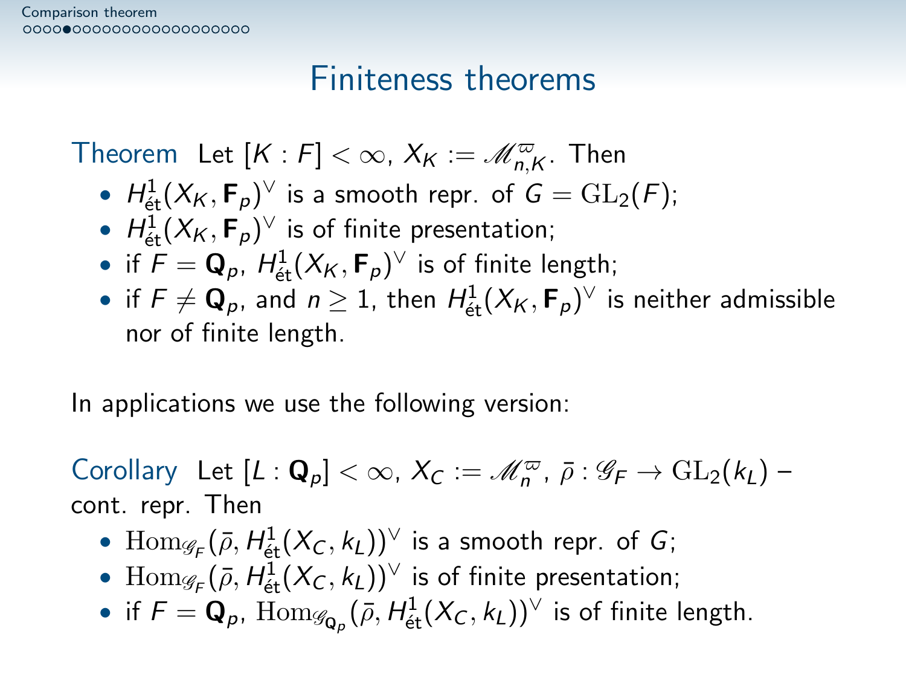# Finiteness theorems

**Theorem** Let $[K : F] < \infty$, $X_K := \mathscr{M}^{\varpi}_{n,K}$. Then

- $H^1_{\text{ét}}(X_K, \mathbf{F}_p)^\vee$ is a smooth repr. of $G = \mathrm{GL}_2(F)$;
- $H^1_{\text{ét}}(X_K, \mathbf{F}_p)^\vee$ is of finite presentation;
- if $F = \mathbf{Q}_p$, $H^1_{\text{ét}}(X_K, \mathbf{F}_p)^\vee$ is of finite length;
- if $F \neq \mathbf{Q}_p$, and $n \geq 1$, then $H^1_{\text{ét}}(X_K, \mathbf{F}_p)^\vee$ is neither admissible nor of finite length.

In applications we use the following version:

**Corollary** Let $[L : \mathbf{Q}_p] < \infty$, $X_C := \mathscr{M}^{\varpi}_n$, $\bar{\rho} : \mathscr{G}_F \to \mathrm{GL}_2(k_L)$ – cont. repr. Then

- $\mathrm{Hom}_{\mathscr{G}_F}(\bar{\rho}, H^1_{\text{ét}}(X_C, k_L))^\vee$ is a smooth repr. of $G$;
- $\mathrm{Hom}_{\mathscr{G}_F}(\bar{\rho}, H^1_{\text{ét}}(X_C, k_L))^\vee$ is of finite presentation;
- if $F = \mathbf{Q}_p$, $\mathrm{Hom}_{\mathscr{G}_{\mathbf{Q}_p}}(\bar{\rho}, H^1_{\text{ét}}(X_C, k_L))^\vee$ is of finite length.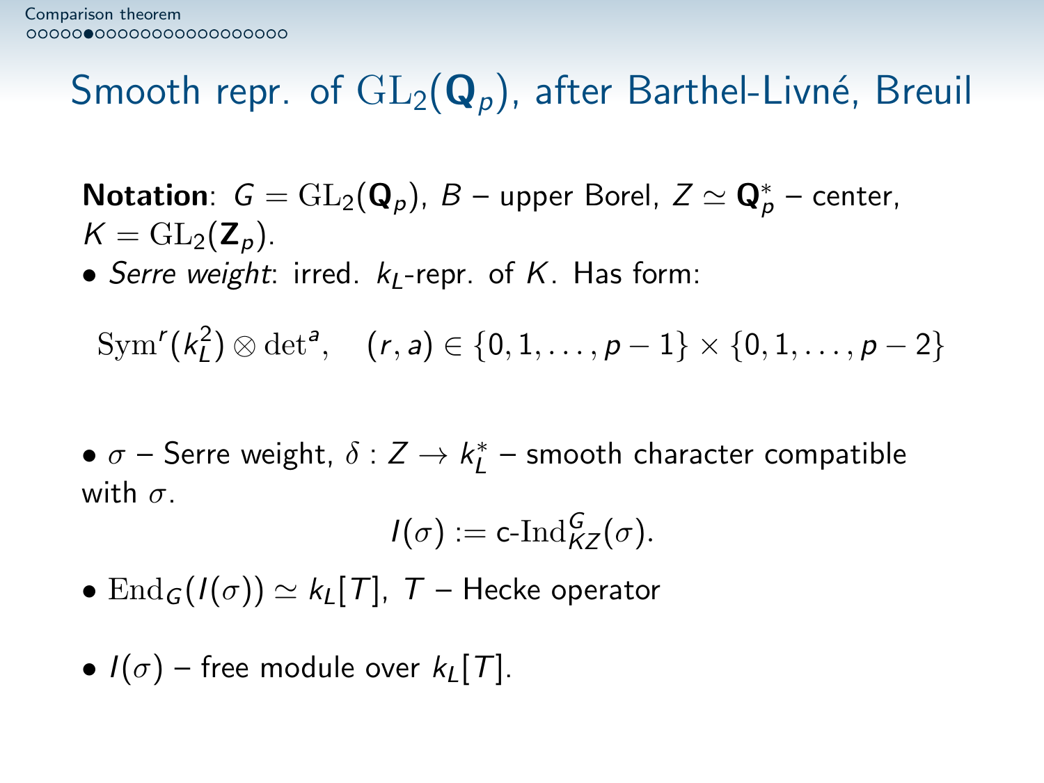# Smooth repr. of $\mathrm{GL}_2(\mathbf{Q}_p)$, after Barthel-Livné, Breuil

**Notation**: $G = \mathrm{GL}_2(\mathbf{Q}_p)$, $B$ – upper Borel, $Z \simeq \mathbf{Q}_p^*$ – center, $K = \mathrm{GL}_2(\mathbf{Z}_p)$.

- *Serre weight*: irred. $k_L$-repr. of $K$. Has form:

$$\mathrm{Sym}^r(k_L^2) \otimes \det{}^a, \quad (r, a) \in \{0, 1, \ldots, p-1\} \times \{0, 1, \ldots, p-2\}$$

- $\sigma$ – Serre weight, $\delta : Z \to k_L^*$ – smooth character compatible with $\sigma$.

$$I(\sigma) := \text{c-}\mathrm{Ind}_{KZ}^G(\sigma).$$

- $\mathrm{End}_G(I(\sigma)) \simeq k_L[T]$, $T$ – Hecke operator

- $I(\sigma)$ – free module over $k_L[T]$.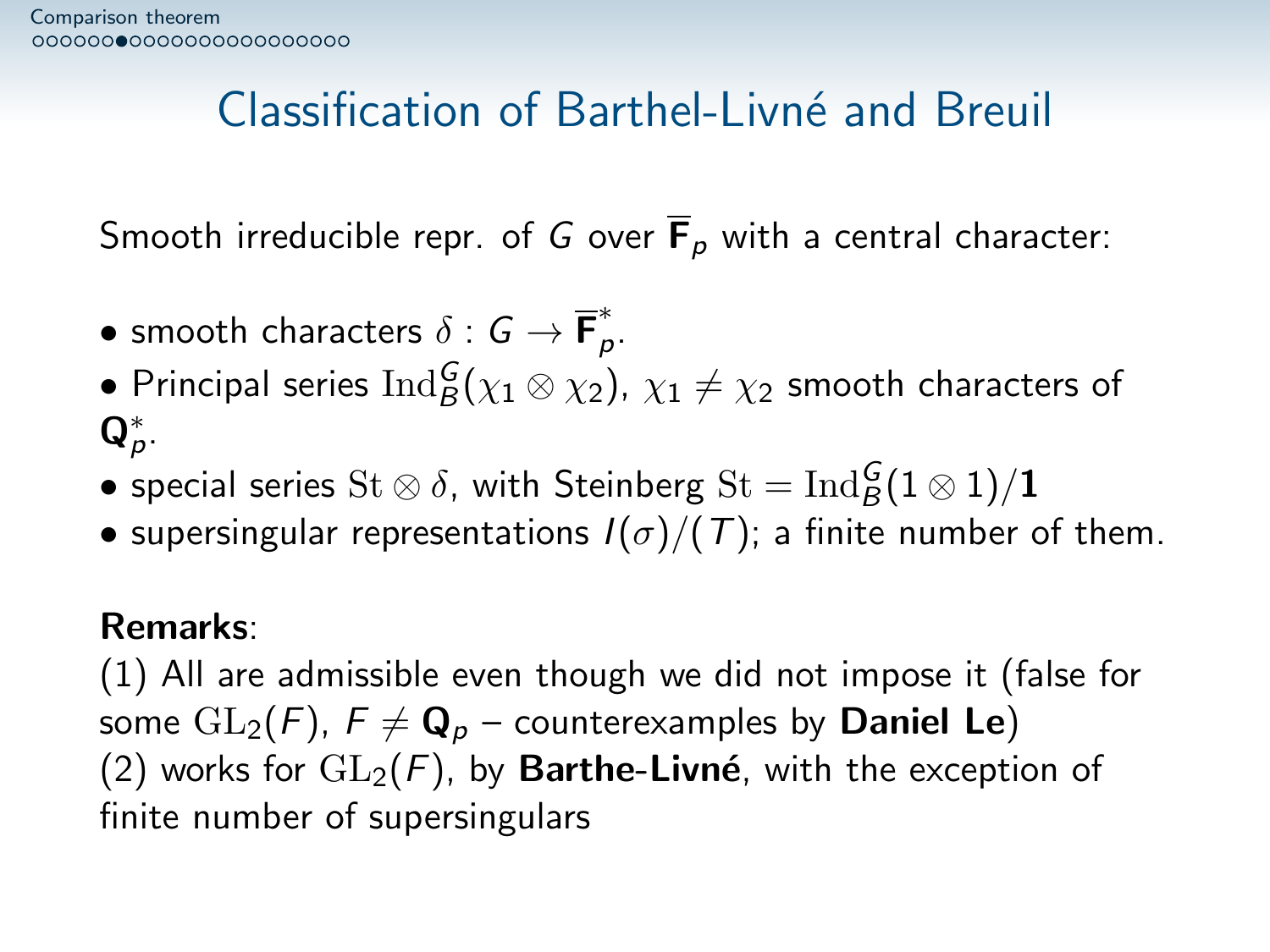# Classification of Barthel-Livné and Breuil

Smooth irreducible repr. of $G$ over $\overline{\mathbf{F}}_p$ with a central character:

- smooth characters $\delta : G \to \overline{\mathbf{F}}_p^*$.
- Principal series $\mathrm{Ind}_B^G(\chi_1 \otimes \chi_2)$, $\chi_1 \neq \chi_2$ smooth characters of $\mathbf{Q}_p^*$.
- special series $\mathrm{St} \otimes \delta$, with Steinberg $\mathrm{St} = \mathrm{Ind}_B^G(1 \otimes 1)/\mathbf{1}$
- supersingular representations $I(\sigma)/(T)$; a finite number of them.

**Remarks**:
(1) All are admissible even though we did not impose it (false for some $\mathrm{GL}_2(F)$, $F \neq \mathbf{Q}_p$ – counterexamples by **Daniel Le**)
(2) works for $\mathrm{GL}_2(F)$, by **Barthe-Livné**, with the exception of finite number of supersingulars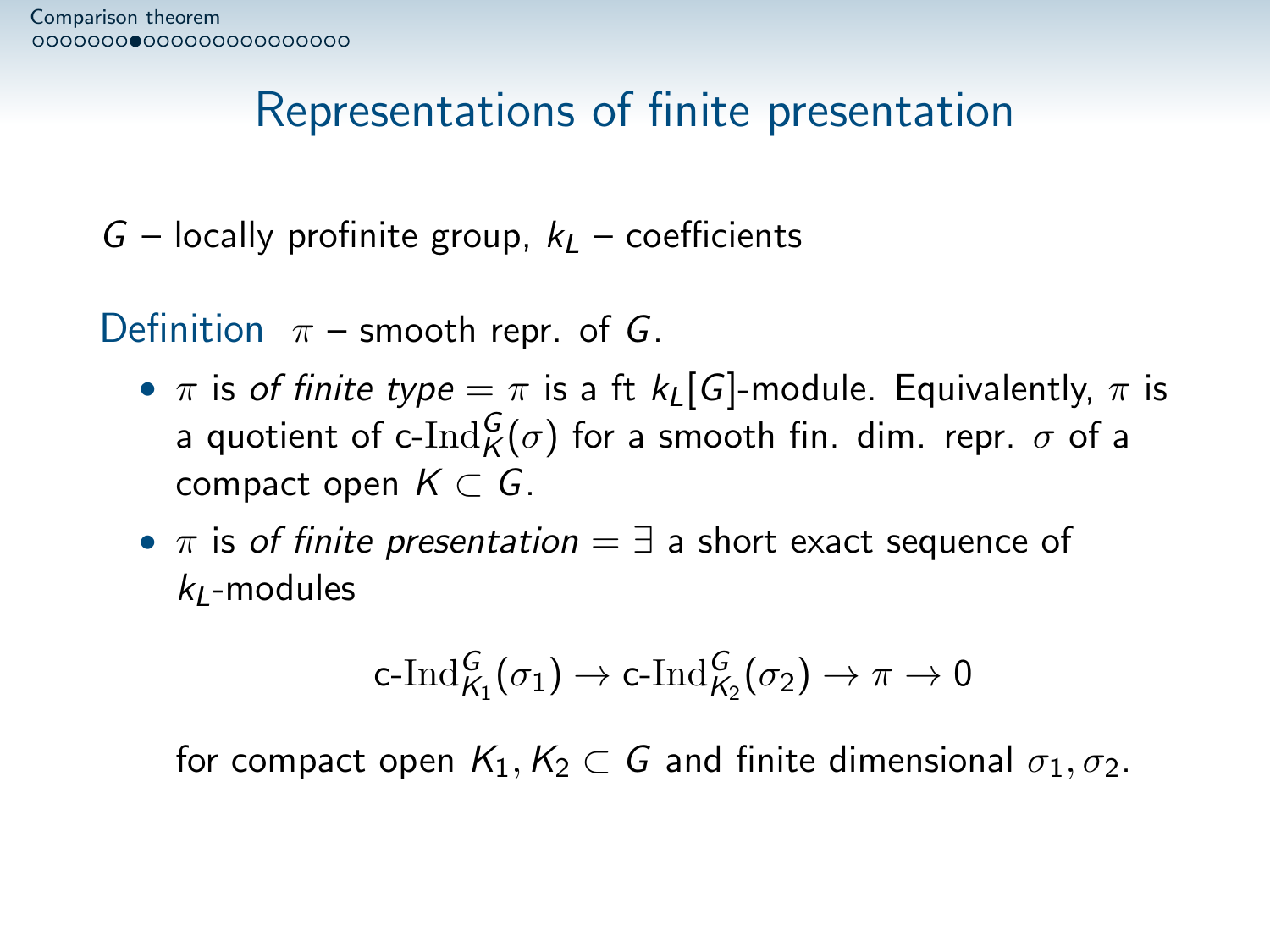# Representations of finite presentation

$G$ – locally profinite group, $k_L$ – coefficients

Definition $\pi$ – smooth repr. of $G$.

- $\pi$ is *of finite type* = $\pi$ is a ft $k_L[G]$-module. Equivalently, $\pi$ is a quotient of $\text{c-Ind}_K^G(\sigma)$ for a smooth fin. dim. repr. $\sigma$ of a compact open $K \subset G$.
- $\pi$ is *of finite presentation* = $\exists$ a short exact sequence of $k_L$-modules

$$\text{c-Ind}_{K_1}^G(\sigma_1) \to \text{c-Ind}_{K_2}^G(\sigma_2) \to \pi \to 0$$

for compact open $K_1, K_2 \subset G$ and finite dimensional $\sigma_1, \sigma_2$.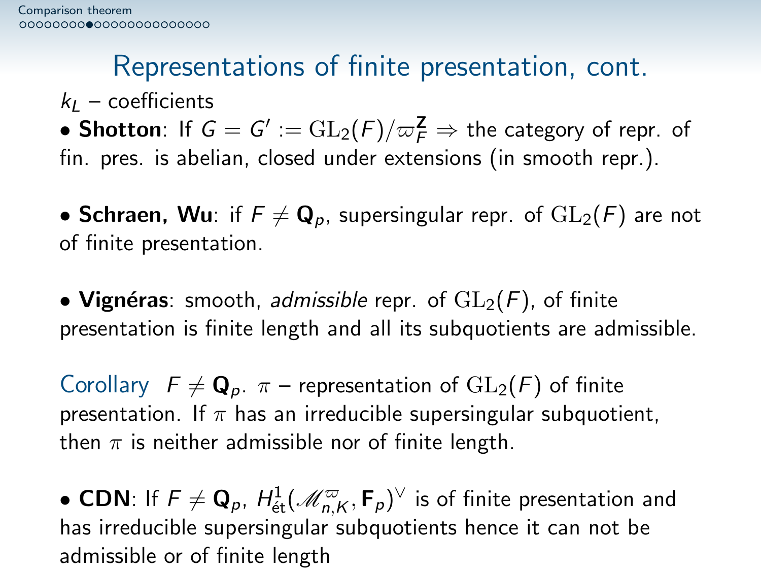# Representations of finite presentation, cont.

$k_L$ – coefficients

- **Shotton**: If $G = G' := \mathrm{GL}_2(F)/\varpi_F^{\mathbf{Z}} \Rightarrow$ the category of repr. of fin. pres. is abelian, closed under extensions (in smooth repr.).

- **Schraen, Wu**: if $F \neq \mathbf{Q}_p$, supersingular repr. of $\mathrm{GL}_2(F)$ are not of finite presentation.

- **Vignéras**: smooth, *admissible* repr. of $\mathrm{GL}_2(F)$, of finite presentation is finite length and all its subquotients are admissible.

Corollary $F \neq \mathbf{Q}_p$. $\pi$ – representation of $\mathrm{GL}_2(F)$ of finite presentation. If $\pi$ has an irreducible supersingular subquotient, then $\pi$ is neither admissible nor of finite length.

- **CDN**: If $F \neq \mathbf{Q}_p$, $H^1_{\text{ét}}(\mathscr{M}^{\varpi}_{n,K}, \mathbf{F}_p)^\vee$ is of finite presentation and has irreducible supersingular subquotients hence it can not be admissible or of finite length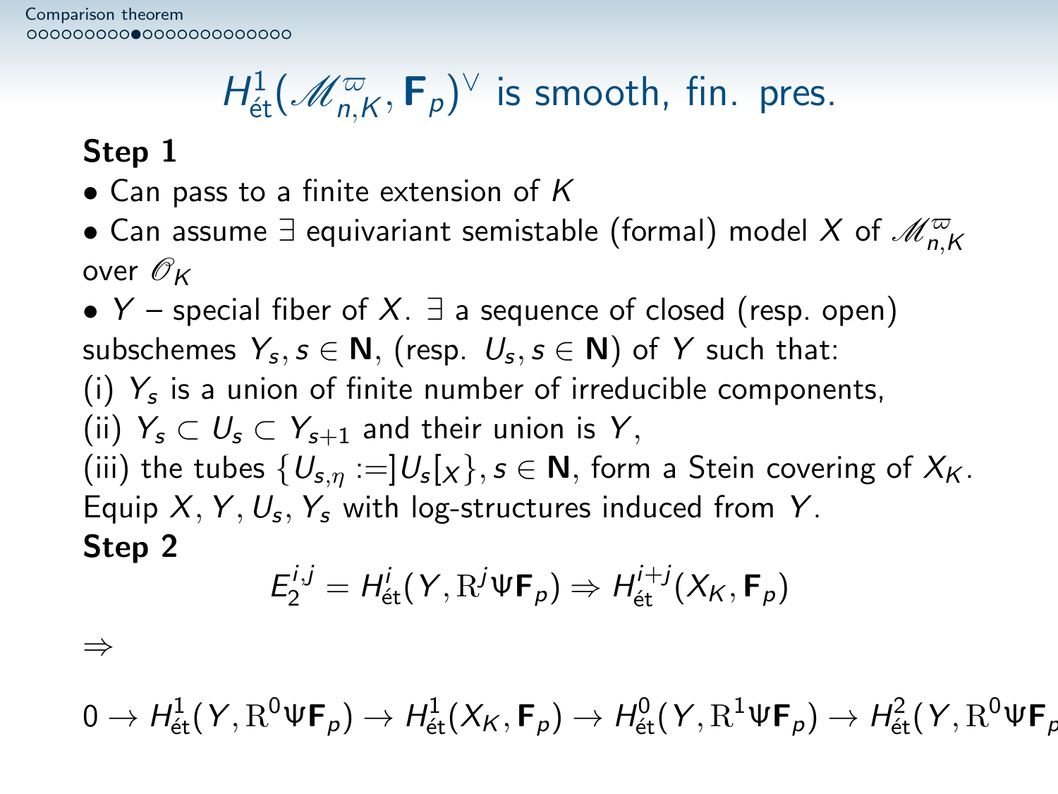## $H^1_{\text{ét}}(\mathscr{M}^{\varpi}_{n,K}, \mathbf{F}_p)^\vee$ is smooth, fin. pres.

**Step 1**

- Can pass to a finite extension of $K$
- Can assume $\exists$ equivariant semistable (formal) model $X$ of $\mathscr{M}^{\varpi}_{n,K}$ over $\mathscr{O}_K$
- $Y$ – special fiber of $X$. $\exists$ a sequence of closed (resp. open) subschemes $Y_s, s \in \mathbf{N}$, (resp. $U_s, s \in \mathbf{N}$) of $Y$ such that:

(i) $Y_s$ is a union of finite number of irreducible components,
(ii) $Y_s \subset U_s \subset Y_{s+1}$ and their union is $Y$,
(iii) the tubes $\{U_{s,\eta} := ]U_s[_X\}, s \in \mathbf{N}$, form a Stein covering of $X_K$.
Equip $X, Y, U_s, Y_s$ with log-structures induced from $Y$.

**Step 2**

$$E_2^{i,j} = H^i_{\text{ét}}(Y, \mathrm{R}^j\Psi\mathbf{F}_p) \Rightarrow H^{i+j}_{\text{ét}}(X_K, \mathbf{F}_p)$$

$\Rightarrow$

$$0 \to H^1_{\text{ét}}(Y, \mathrm{R}^0\Psi\mathbf{F}_p) \to H^1_{\text{ét}}(X_K, \mathbf{F}_p) \to H^0_{\text{ét}}(Y, \mathrm{R}^1\Psi\mathbf{F}_p) \to H^2_{\text{ét}}(Y, \mathrm{R}^0\Psi\mathbf{F}_p$$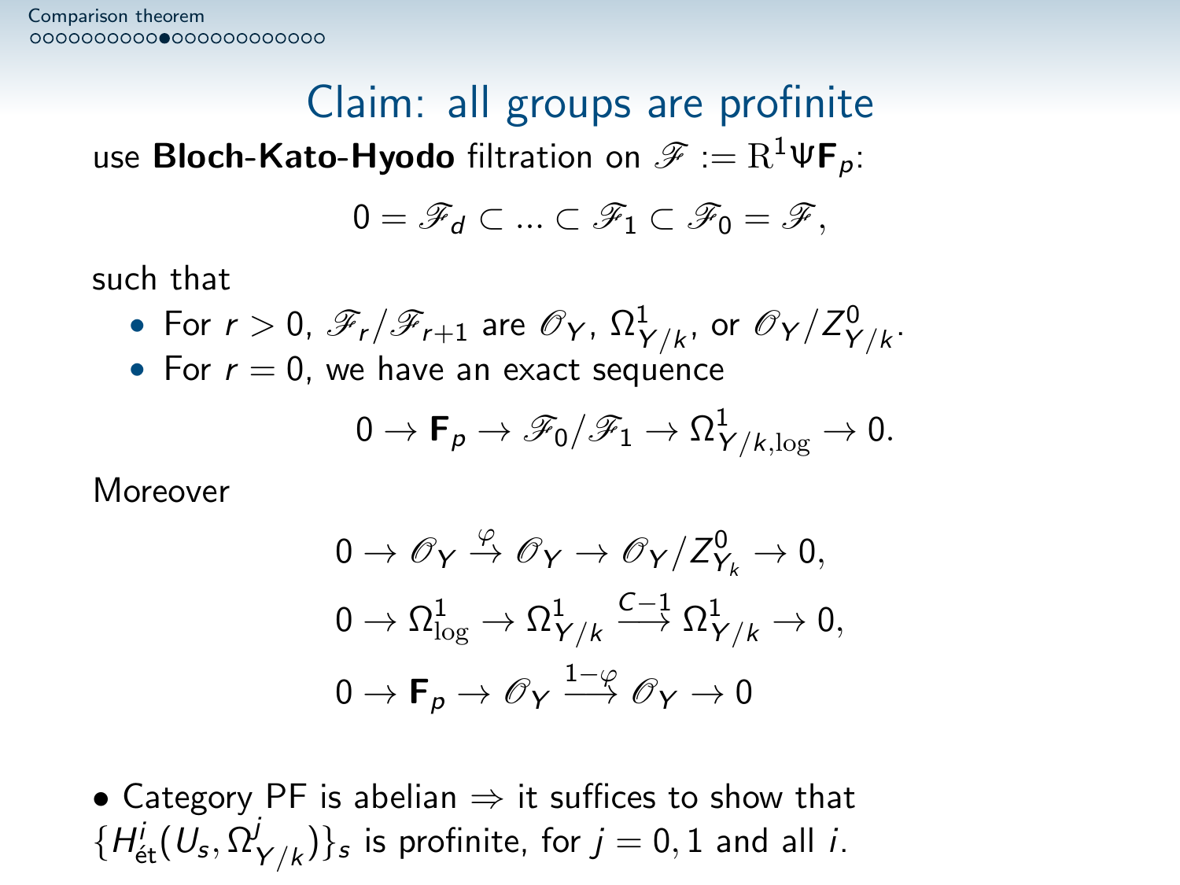# Claim: all groups are profinite

use **Bloch-Kato-Hyodo** filtration on $\mathscr{F} := \mathrm{R}^1\Psi\mathbf{F}_p$:

$$0 = \mathscr{F}_d \subset \ldots \subset \mathscr{F}_1 \subset \mathscr{F}_0 = \mathscr{F},$$

such that

- For $r > 0$, $\mathscr{F}_r/\mathscr{F}_{r+1}$ are $\mathscr{O}_Y$, $\Omega^1_{Y/k}$, or $\mathscr{O}_Y/Z^0_{Y/k}$.
- For $r = 0$, we have an exact sequence

$$0 \to \mathbf{F}_p \to \mathscr{F}_0/\mathscr{F}_1 \to \Omega^1_{Y/k,\log} \to 0.$$

Moreover

$$0 \to \mathscr{O}_Y \xrightarrow{\varphi} \mathscr{O}_Y \to \mathscr{O}_Y/Z^0_{Y_k} \to 0,$$

$$0 \to \Omega^1_{\log} \to \Omega^1_{Y/k} \xrightarrow{C-1} \Omega^1_{Y/k} \to 0,$$

$$0 \to \mathbf{F}_p \to \mathscr{O}_Y \xrightarrow{1-\varphi} \mathscr{O}_Y \to 0$$

• Category PF is abelian $\Rightarrow$ it suffices to show that $\{H^i_{\text{ét}}(U_s, \Omega^j_{Y/k})\}_s$ is profinite, for $j = 0, 1$ and all $i$.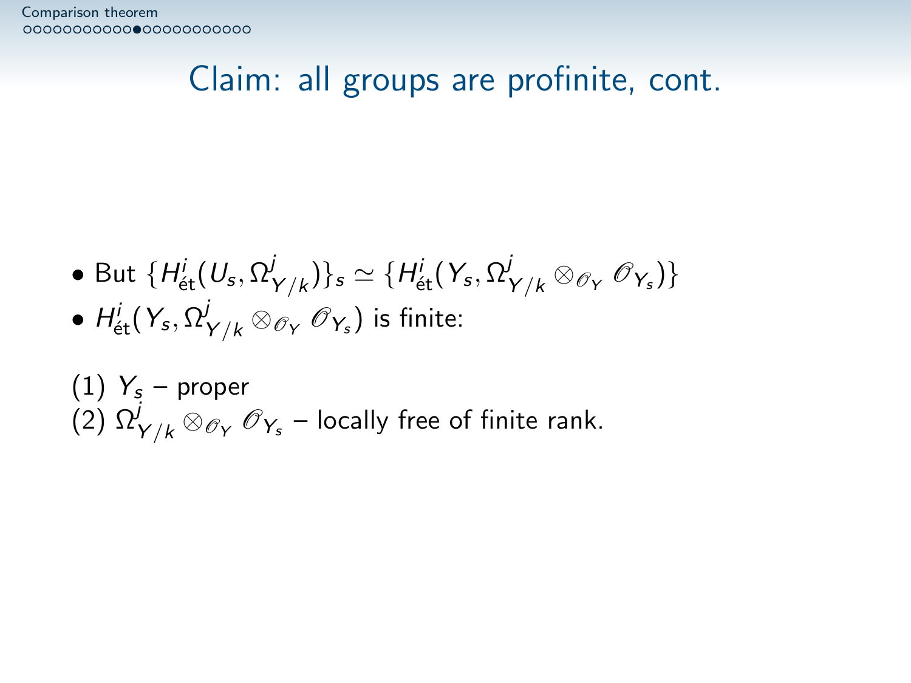# Claim: all groups are profinite, cont.

- But $\{H^i_{\text{ét}}(U_s, \Omega^j_{Y/k})\}_s \simeq \{H^i_{\text{ét}}(Y_s, \Omega^j_{Y/k} \otimes_{\mathscr{O}_Y} \mathscr{O}_{Y_s})\}$
- $H^i_{\text{ét}}(Y_s, \Omega^j_{Y/k} \otimes_{\mathscr{O}_Y} \mathscr{O}_{Y_s})$ is finite:

(1) $Y_s$ – proper
(2) $\Omega^j_{Y/k} \otimes_{\mathscr{O}_Y} \mathscr{O}_{Y_s}$ – locally free of finite rank.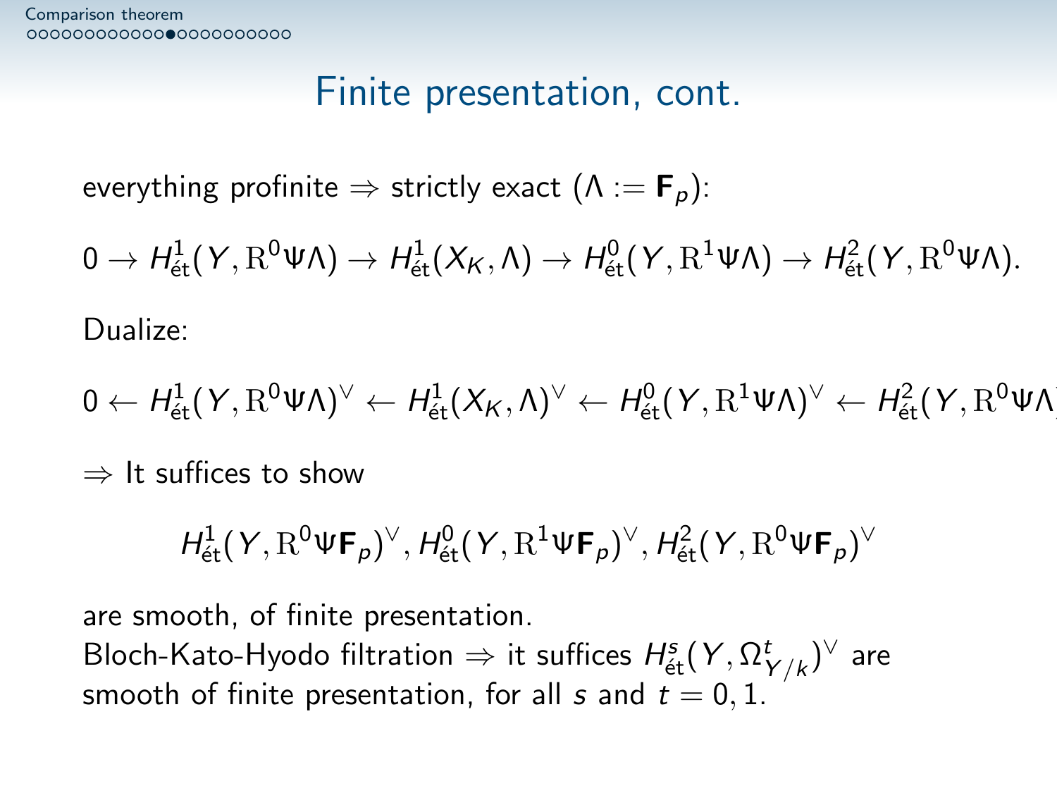# Finite presentation, cont.

everything profinite $\Rightarrow$ strictly exact ($\Lambda := \mathbf{F}_p$):

$$0 \to H^1_{\text{ét}}(Y, \mathrm{R}^0\Psi\Lambda) \to H^1_{\text{ét}}(X_K, \Lambda) \to H^0_{\text{ét}}(Y, \mathrm{R}^1\Psi\Lambda) \to H^2_{\text{ét}}(Y, \mathrm{R}^0\Psi\Lambda).$$

Dualize:

$$0 \leftarrow H^1_{\text{ét}}(Y, \mathrm{R}^0\Psi\Lambda)^\vee \leftarrow H^1_{\text{ét}}(X_K, \Lambda)^\vee \leftarrow H^0_{\text{ét}}(Y, \mathrm{R}^1\Psi\Lambda)^\vee \leftarrow H^2_{\text{ét}}(Y, \mathrm{R}^0\Psi\Lambda)^\vee$$

$\Rightarrow$ It suffices to show

$$H^1_{\text{ét}}(Y, \mathrm{R}^0\Psi\mathbf{F}_p)^\vee, H^0_{\text{ét}}(Y, \mathrm{R}^1\Psi\mathbf{F}_p)^\vee, H^2_{\text{ét}}(Y, \mathrm{R}^0\Psi\mathbf{F}_p)^\vee$$

are smooth, of finite presentation.

Bloch-Kato-Hyodo filtration $\Rightarrow$ it suffices $H^s_{\text{ét}}(Y, \Omega^t_{Y/k})^\vee$ are smooth of finite presentation, for all $s$ and $t = 0, 1$.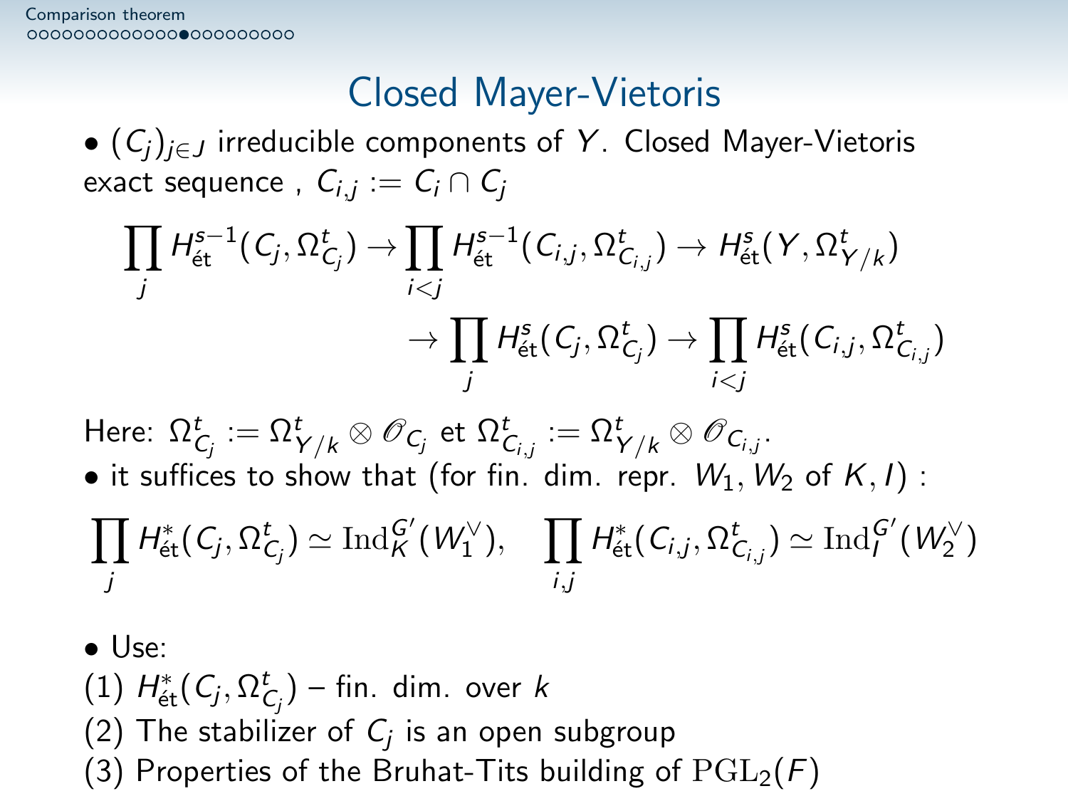# Closed Mayer-Vietoris

- $(C_j)_{j \in J}$ irreducible components of $Y$. Closed Mayer-Vietoris exact sequence , $C_{i,j} := C_i \cap C_j$

$$\prod_j H^{s-1}_{\text{ét}}(C_j, \Omega^t_{C_j}) \to \prod_{i<j} H^{s-1}_{\text{ét}}(C_{i,j}, \Omega^t_{C_{i,j}}) \to H^s_{\text{ét}}(Y, \Omega^t_{Y/k})$$

$$\to \prod_j H^s_{\text{ét}}(C_j, \Omega^t_{C_j}) \to \prod_{i<j} H^s_{\text{ét}}(C_{i,j}, \Omega^t_{C_{i,j}})$$

Here: $\Omega^t_{C_j} := \Omega^t_{Y/k} \otimes \mathscr{O}_{C_j}$ et $\Omega^t_{C_{i,j}} := \Omega^t_{Y/k} \otimes \mathscr{O}_{C_{i,j}}$.

- it suffices to show that (for fin. dim. repr. $W_1, W_2$ of $K, I$) :

$$\prod_j H^*_{\text{ét}}(C_j, \Omega^t_{C_j}) \simeq \mathrm{Ind}_K^{G'}(W_1^\vee), \quad \prod_{i,j} H^*_{\text{ét}}(C_{i,j}, \Omega^t_{C_{i,j}}) \simeq \mathrm{Ind}_I^{G'}(W_2^\vee)$$

- Use:

(1) $H^*_{\text{ét}}(C_j, \Omega^t_{C_j})$ – fin. dim. over $k$

(2) The stabilizer of $C_j$ is an open subgroup

(3) Properties of the Bruhat-Tits building of $\mathrm{PGL}_2(F)$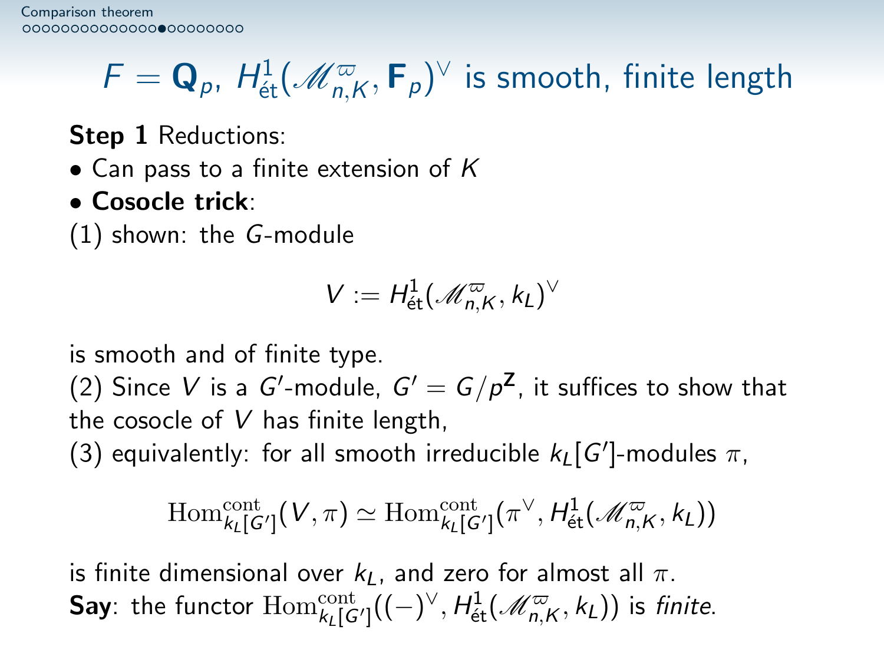# $F = \mathbf{Q}_p$, $H^1_{\text{ét}}(\mathscr{M}^{\varpi}_{n,K}, \mathbf{F}_p)^\vee$ is smooth, finite length

**Step 1** Reductions:

- Can pass to a finite extension of $K$
- **Cosocle trick**:

(1) shown: the $G$-module

$$V := H^1_{\text{ét}}(\mathscr{M}^{\varpi}_{n,K}, k_L)^\vee$$

is smooth and of finite type.

(2) Since $V$ is a $G'$-module, $G' = G/p^{\mathbf{Z}}$, it suffices to show that the cosocle of $V$ has finite length,

(3) equivalently: for all smooth irreducible $k_L[G']$-modules $\pi$,

$$\mathrm{Hom}^{\mathrm{cont}}_{k_L[G']}(V, \pi) \simeq \mathrm{Hom}^{\mathrm{cont}}_{k_L[G']}(\pi^\vee, H^1_{\text{ét}}(\mathscr{M}^{\varpi}_{n,K}, k_L))$$

is finite dimensional over $k_L$, and zero for almost all $\pi$.

**Say**: the functor $\mathrm{Hom}^{\mathrm{cont}}_{k_L[G']}((-)^\vee, H^1_{\text{ét}}(\mathscr{M}^{\varpi}_{n,K}, k_L))$ is *finite*.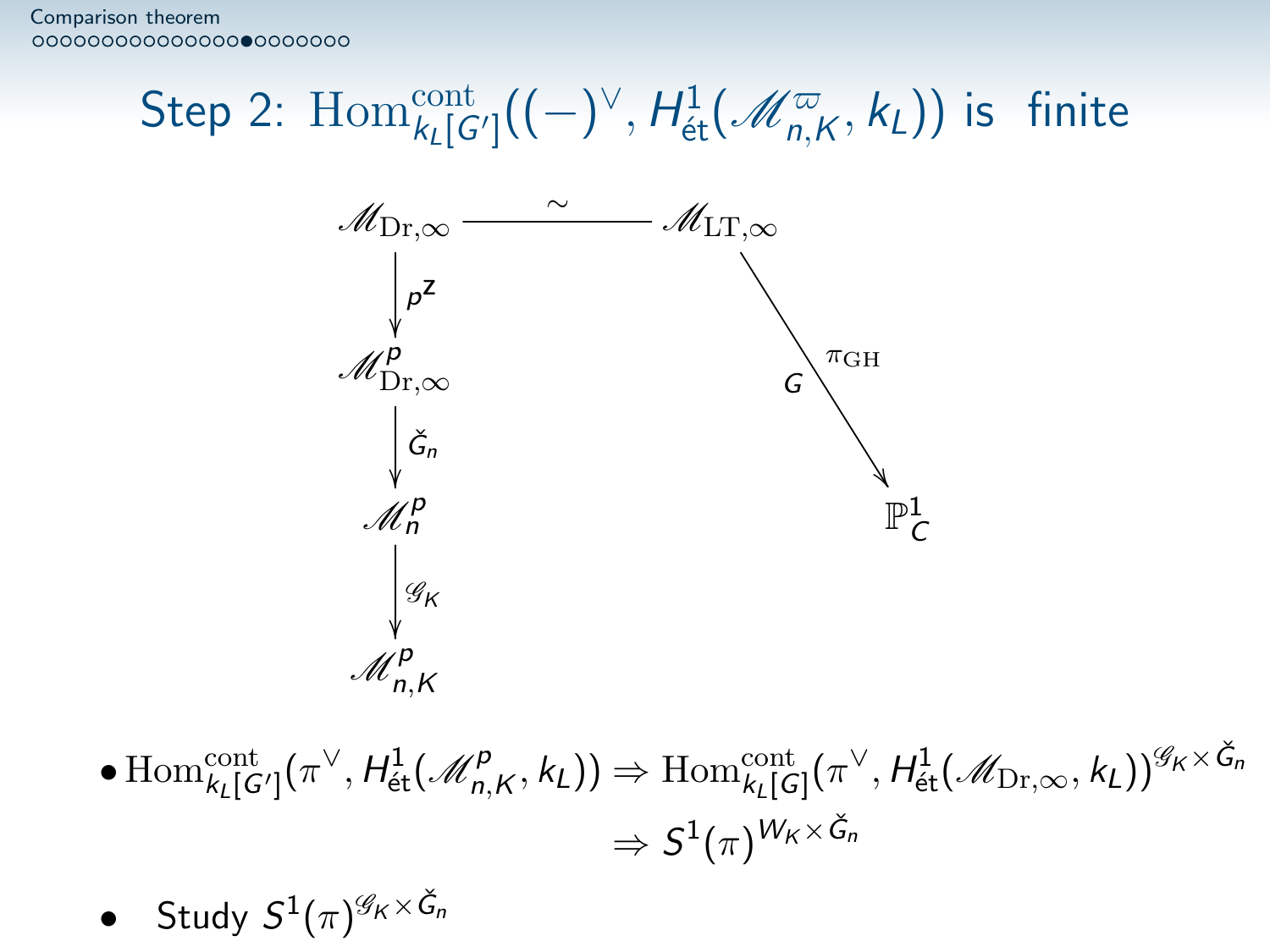## Step 2: $\mathrm{Hom}^{\mathrm{cont}}_{k_L[G']}((-)^\vee, H^1_{\text{ét}}(\mathscr{M}^{\varpi}_{n,K}, k_L))$ is finite

$$
\begin{array}{ccc}
\mathscr{M}_{\mathrm{Dr},\infty} & \overset{\sim}{\longrightarrow} & \mathscr{M}_{\mathrm{LT},\infty} \\
\downarrow p^{\mathbb{Z}} & & \searrow^{\pi_{\mathrm{GH}}}_{G} \\
\mathscr{M}^p_{\mathrm{Dr},\infty} & & \mathbb{P}^1_C \\
\downarrow \check{G}_n & & \\
\mathscr{M}^p_n & & \\
\downarrow \mathscr{G}_K & & \\
\mathscr{M}^p_{n,K} & &
\end{array}
$$

- $\mathrm{Hom}^{\mathrm{cont}}_{k_L[G']}(\pi^\vee, H^1_{\text{ét}}(\mathscr{M}^p_{n,K}, k_L)) \Rightarrow \mathrm{Hom}^{\mathrm{cont}}_{k_L[G]}(\pi^\vee, H^1_{\text{ét}}(\mathscr{M}_{\mathrm{Dr},\infty}, k_L))^{\mathscr{G}_K \times \check{G}_n}$
  $\Rightarrow S^1(\pi)^{W_K \times \check{G}_n}$
- Study $S^1(\pi)^{\mathscr{G}_K \times \check{G}_n}$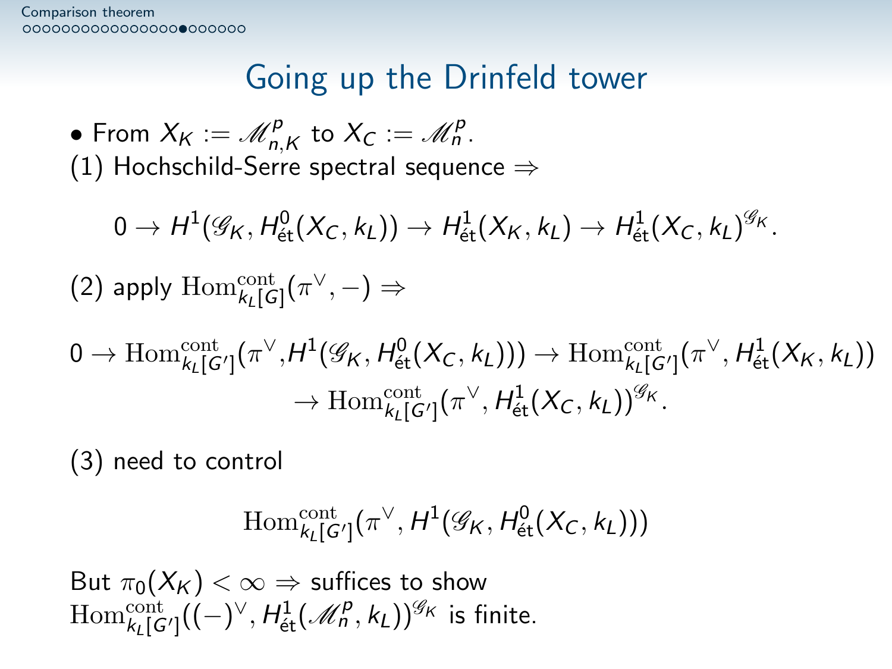# Going up the Drinfeld tower

- From $X_K := \mathscr{M}^p_{n,K}$ to $X_C := \mathscr{M}^p_n$.

(1) Hochschild-Serre spectral sequence $\Rightarrow$

$$0 \to H^1(\mathscr{G}_K, H^0_{\text{ét}}(X_C, k_L)) \to H^1_{\text{ét}}(X_K, k_L) \to H^1_{\text{ét}}(X_C, k_L)^{\mathscr{G}_K}.$$

(2) apply $\mathrm{Hom}^{\mathrm{cont}}_{k_L[G]}(\pi^\vee, -) \Rightarrow$

$$0 \to \mathrm{Hom}^{\mathrm{cont}}_{k_L[G']}(\pi^\vee, H^1(\mathscr{G}_K, H^0_{\text{ét}}(X_C, k_L))) \to \mathrm{Hom}^{\mathrm{cont}}_{k_L[G']}(\pi^\vee, H^1_{\text{ét}}(X_K, k_L)) \to \mathrm{Hom}^{\mathrm{cont}}_{k_L[G']}(\pi^\vee, H^1_{\text{ét}}(X_C, k_L))^{\mathscr{G}_K}.$$

(3) need to control

$$\mathrm{Hom}^{\mathrm{cont}}_{k_L[G']}(\pi^\vee, H^1(\mathscr{G}_K, H^0_{\text{ét}}(X_C, k_L)))$$

But $\pi_0(X_K) < \infty \Rightarrow$ suffices to show $\mathrm{Hom}^{\mathrm{cont}}_{k_L[G']}((-)^\vee, H^1_{\text{ét}}(\mathscr{M}^p_n, k_L))^{\mathscr{G}_K}$ is finite.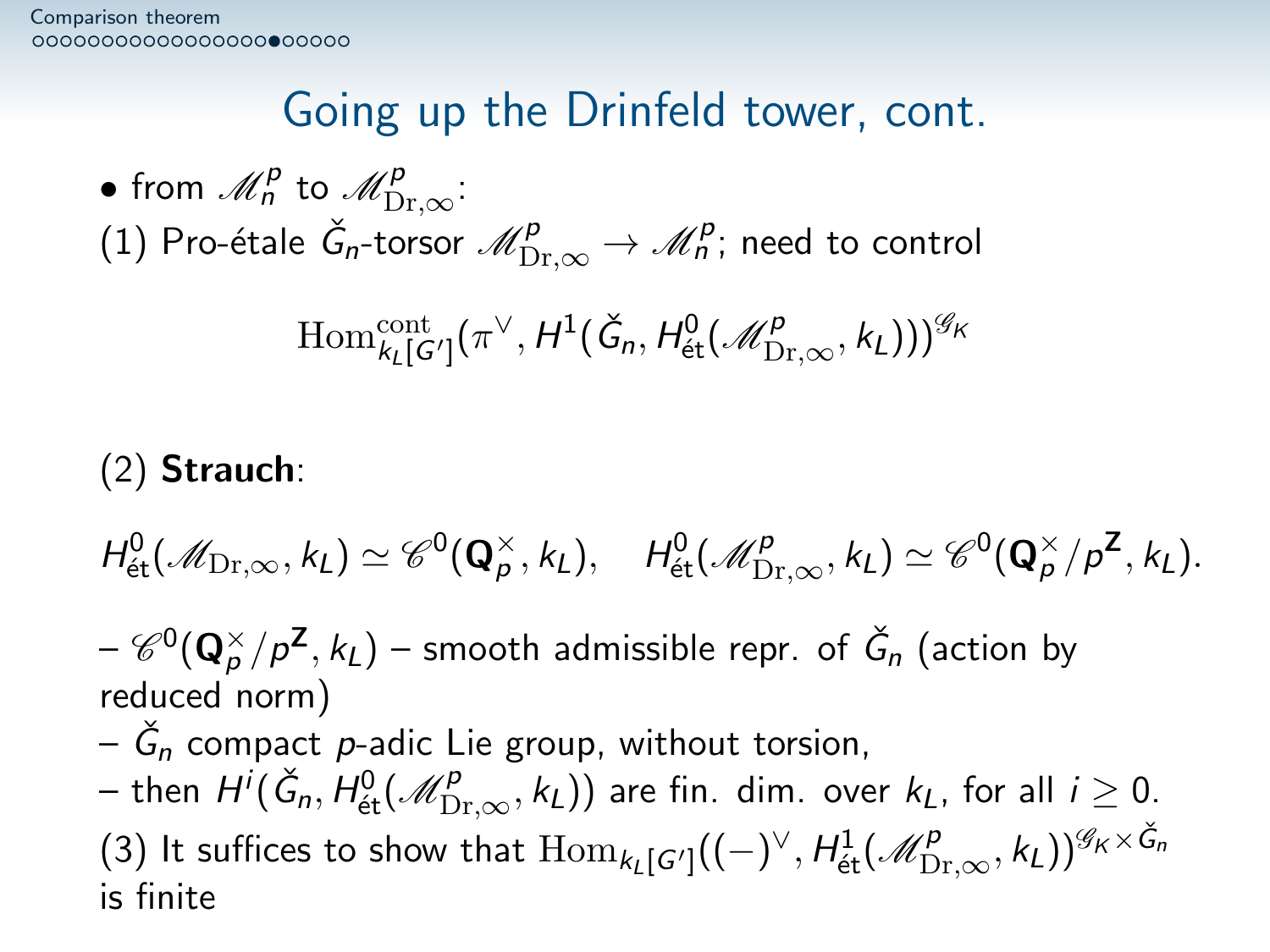# Going up the Drinfeld tower, cont.

• from $\mathscr{M}_n^p$ to $\mathscr{M}_{\mathrm{Dr},\infty}^p$:

(1) Pro-étale $\check{G}_n$-torsor $\mathscr{M}_{\mathrm{Dr},\infty}^p \to \mathscr{M}_n^p$; need to control

$$\mathrm{Hom}^{\mathrm{cont}}_{k_L[G']}(\pi^\vee, H^1(\check{G}_n, H^0_{\text{ét}}(\mathscr{M}_{\mathrm{Dr},\infty}^p, k_L)))^{\mathscr{G}_K}$$

(2) **Strauch**:

$$H^0_{\text{ét}}(\mathscr{M}_{\mathrm{Dr},\infty}, k_L) \simeq \mathscr{C}^0(\mathbf{Q}_p^\times, k_L), \quad H^0_{\text{ét}}(\mathscr{M}_{\mathrm{Dr},\infty}^p, k_L) \simeq \mathscr{C}^0(\mathbf{Q}_p^\times/p^{\mathbf{Z}}, k_L).$$

– $\mathscr{C}^0(\mathbf{Q}_p^\times/p^{\mathbf{Z}}, k_L)$ – smooth admissible repr. of $\check{G}_n$ (action by reduced norm)

– $\check{G}_n$ compact $p$-adic Lie group, without torsion,

– then $H^i(\check{G}_n, H^0_{\text{ét}}(\mathscr{M}_{\mathrm{Dr},\infty}^p, k_L))$ are fin. dim. over $k_L$, for all $i \geq 0$.

(3) It suffices to show that $\mathrm{Hom}_{k_L[G']}((-)^\vee, H^1_{\text{ét}}(\mathscr{M}_{\mathrm{Dr},\infty}^p, k_L))^{\mathscr{G}_K \times \check{G}_n}$ is finite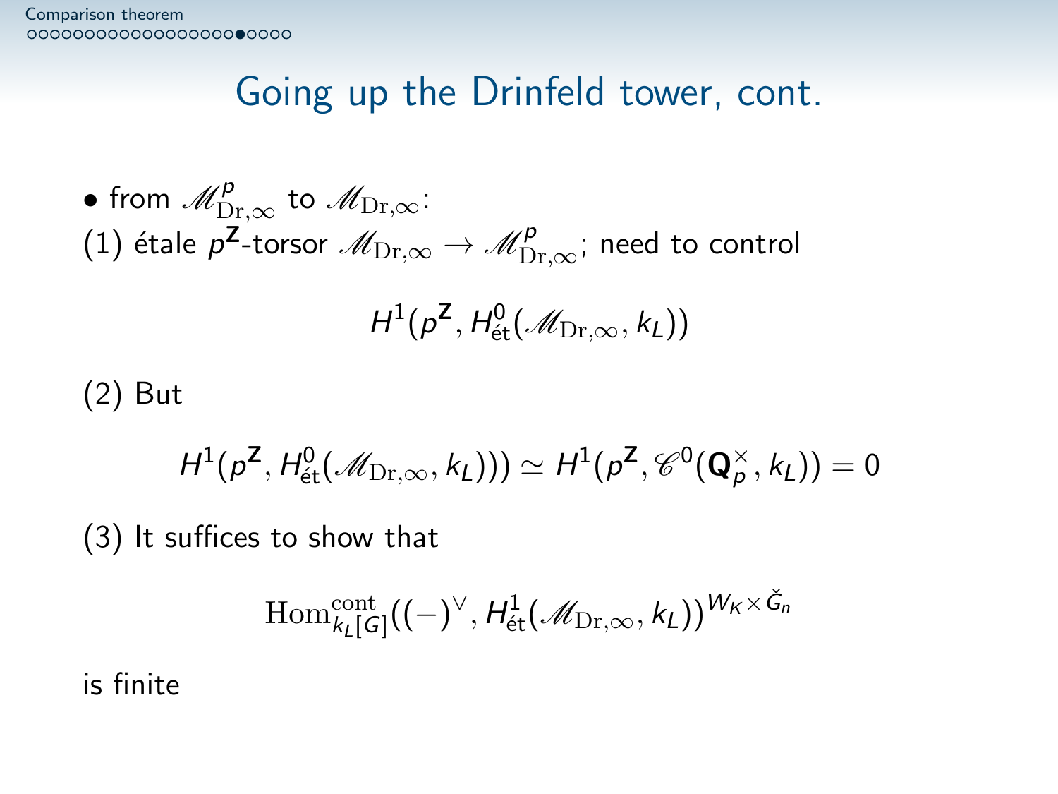# Going up the Drinfeld tower, cont.

- from $\mathscr{M}^p_{\mathrm{Dr},\infty}$ to $\mathscr{M}_{\mathrm{Dr},\infty}$:

(1) étale $p^{\mathbf{Z}}$-torsor $\mathscr{M}_{\mathrm{Dr},\infty} \to \mathscr{M}^p_{\mathrm{Dr},\infty}$; need to control

$$H^1(p^{\mathbf{Z}}, H^0_{\text{ét}}(\mathscr{M}_{\mathrm{Dr},\infty}, k_L))$$

(2) But

$$H^1(p^{\mathbf{Z}}, H^0_{\text{ét}}(\mathscr{M}_{\mathrm{Dr},\infty}, k_L))) \simeq H^1(p^{\mathbf{Z}}, \mathscr{C}^0(\mathbf{Q}_p^\times, k_L)) = 0$$

(3) It suffices to show that

$$\mathrm{Hom}^{\mathrm{cont}}_{k_L[G]}((-)^\vee, H^1_{\text{ét}}(\mathscr{M}_{\mathrm{Dr},\infty}, k_L))^{W_K \times \check{G}_n}$$

is finite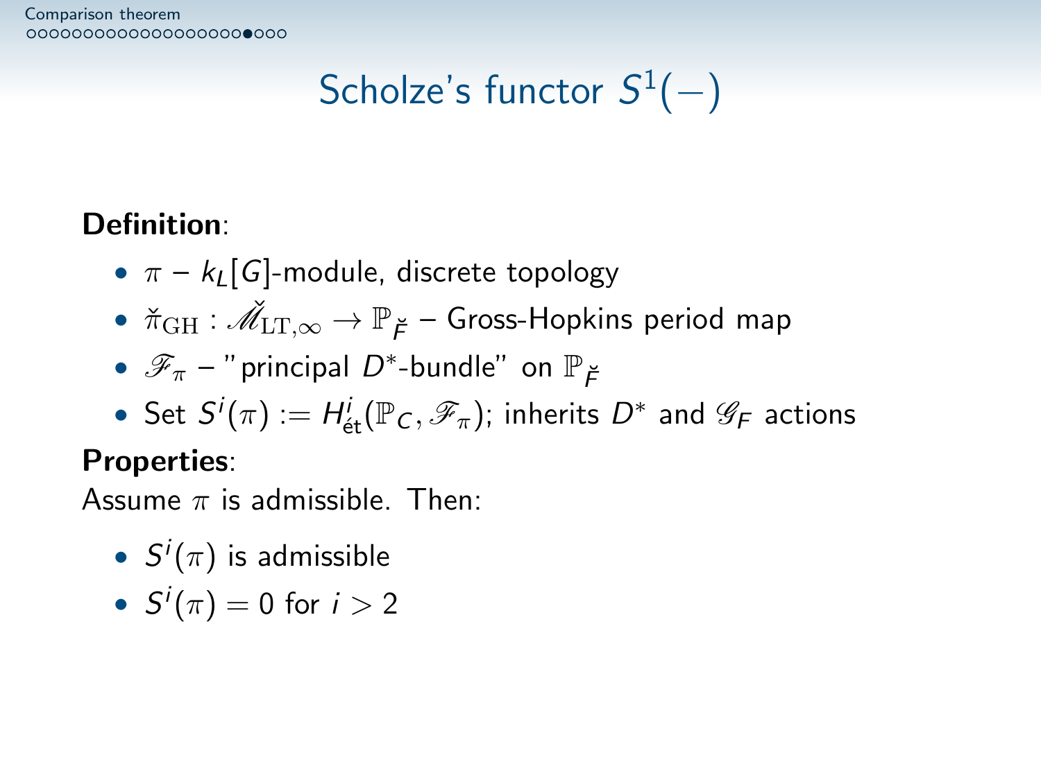# Scholze's functor $S^1(-)$

**Definition**:

- $\pi$ – $k_L[G]$-module, discrete topology
- $\check{\pi}_{\mathrm{GH}} : \check{\mathscr{M}}_{\mathrm{LT},\infty} \to \mathbb{P}_{\breve{F}}$ – Gross-Hopkins period map
- $\mathscr{F}_\pi$ – "principal $D^*$-bundle" on $\mathbb{P}_{\breve{F}}$
- Set $S^i(\pi) := H^i_{\text{ét}}(\mathbb{P}_C, \mathscr{F}_\pi)$; inherits $D^*$ and $\mathscr{G}_F$ actions

**Properties**:

Assume $\pi$ is admissible. Then:

- $S^i(\pi)$ is admissible
- $S^i(\pi) = 0$ for $i > 2$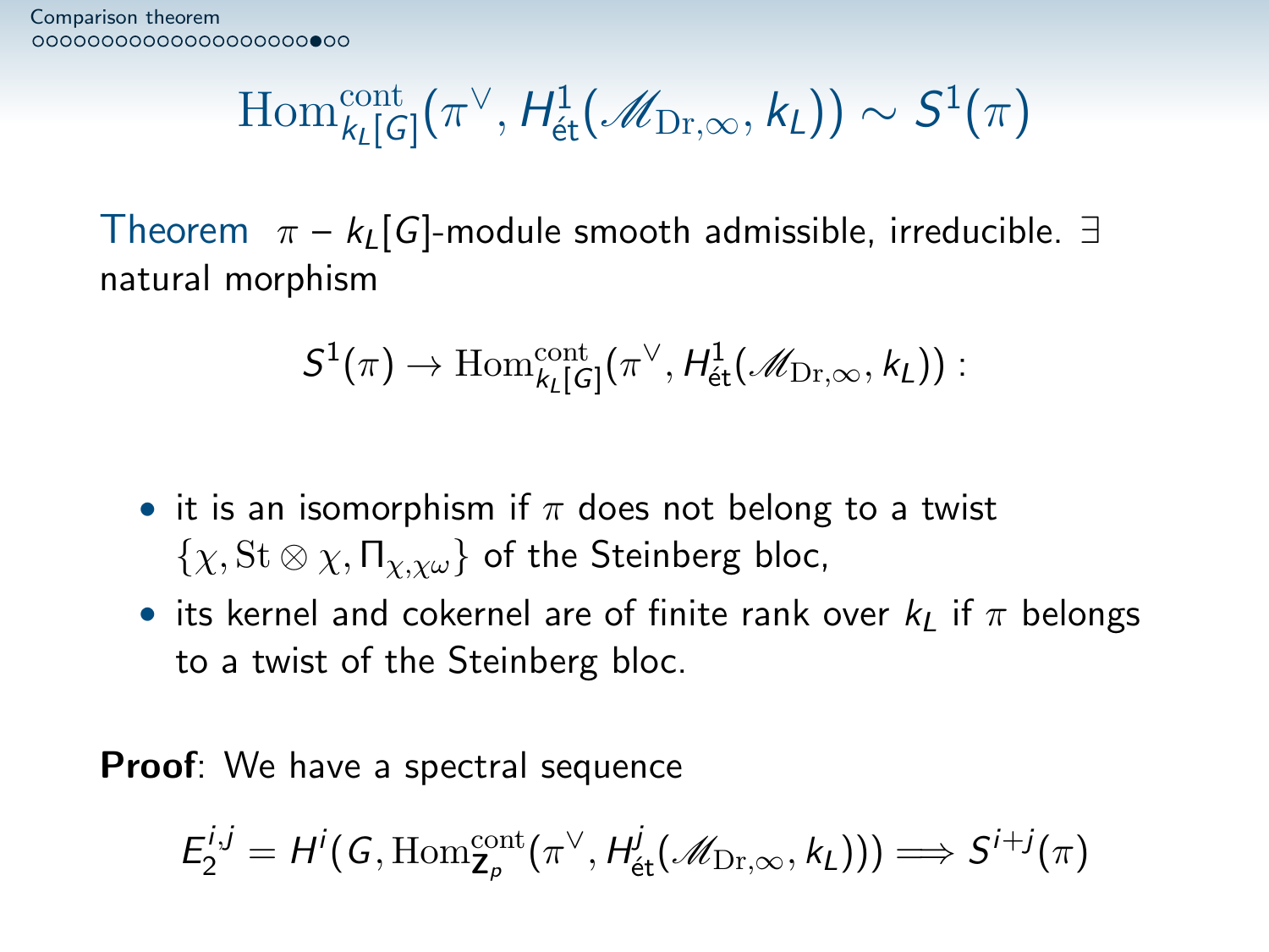## $\mathrm{Hom}^{\mathrm{cont}}_{k_L[G]}(\pi^\vee, H^1_{\text{ét}}(\mathscr{M}_{\mathrm{Dr},\infty}, k_L)) \sim S^1(\pi)$

**Theorem** $\pi$ – $k_L[G]$-module smooth admissible, irreducible. $\exists$ natural morphism

$$S^1(\pi) \to \mathrm{Hom}^{\mathrm{cont}}_{k_L[G]}(\pi^\vee, H^1_{\text{ét}}(\mathscr{M}_{\mathrm{Dr},\infty}, k_L)) :$$

- it is an isomorphism if $\pi$ does not belong to a twist $\{\chi, \mathrm{St}\otimes\chi, \Pi_{\chi,\chi\omega}\}$ of the Steinberg bloc,
- its kernel and cokernel are of finite rank over $k_L$ if $\pi$ belongs to a twist of the Steinberg bloc.

**Proof**: We have a spectral sequence

$$E_2^{i,j} = H^i(G, \mathrm{Hom}^{\mathrm{cont}}_{\mathbf{Z}_p}(\pi^\vee, H^j_{\text{ét}}(\mathscr{M}_{\mathrm{Dr},\infty}, k_L))) \Longrightarrow S^{i+j}(\pi)$$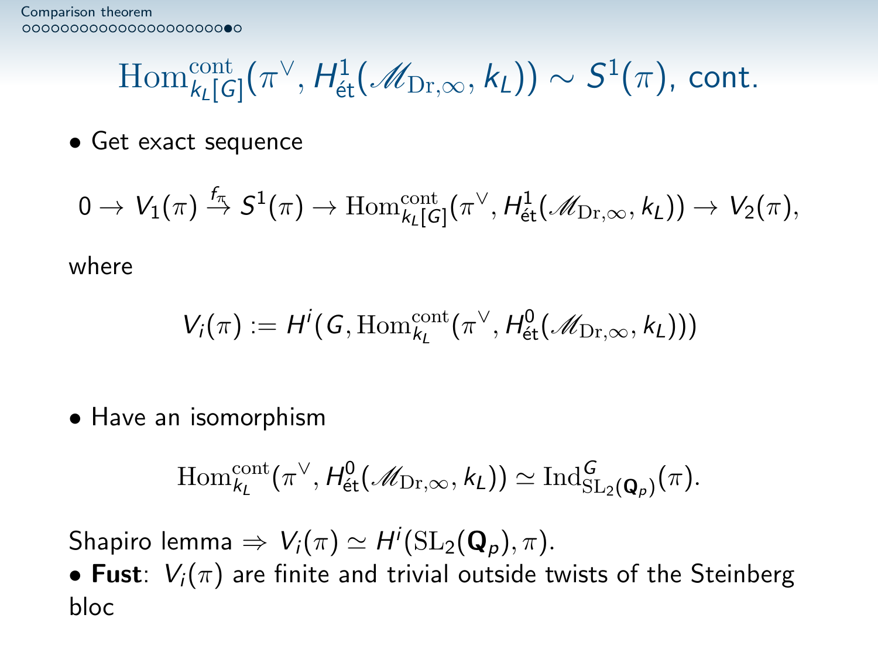# $\mathrm{Hom}^{\mathrm{cont}}_{k_L[G]}(\pi^\vee, H^1_{\text{ét}}(\mathscr{M}_{\mathrm{Dr},\infty}, k_L)) \sim S^1(\pi)$, cont.

- Get exact sequence

$$0 \to V_1(\pi) \xrightarrow{f_\pi} S^1(\pi) \to \mathrm{Hom}^{\mathrm{cont}}_{k_L[G]}(\pi^\vee, H^1_{\text{ét}}(\mathscr{M}_{\mathrm{Dr},\infty}, k_L)) \to V_2(\pi),$$

where

$$V_i(\pi) := H^i(G, \mathrm{Hom}^{\mathrm{cont}}_{k_L}(\pi^\vee, H^0_{\text{ét}}(\mathscr{M}_{\mathrm{Dr},\infty}, k_L)))$$

- Have an isomorphism

$$\mathrm{Hom}^{\mathrm{cont}}_{k_L}(\pi^\vee, H^0_{\text{ét}}(\mathscr{M}_{\mathrm{Dr},\infty}, k_L)) \simeq \mathrm{Ind}^G_{\mathrm{SL}_2(\mathbf{Q}_p)}(\pi).$$

Shapiro lemma $\Rightarrow V_i(\pi) \simeq H^i(\mathrm{SL}_2(\mathbf{Q}_p), \pi)$.

- **Fust**: $V_i(\pi)$ are finite and trivial outside twists of the Steinberg bloc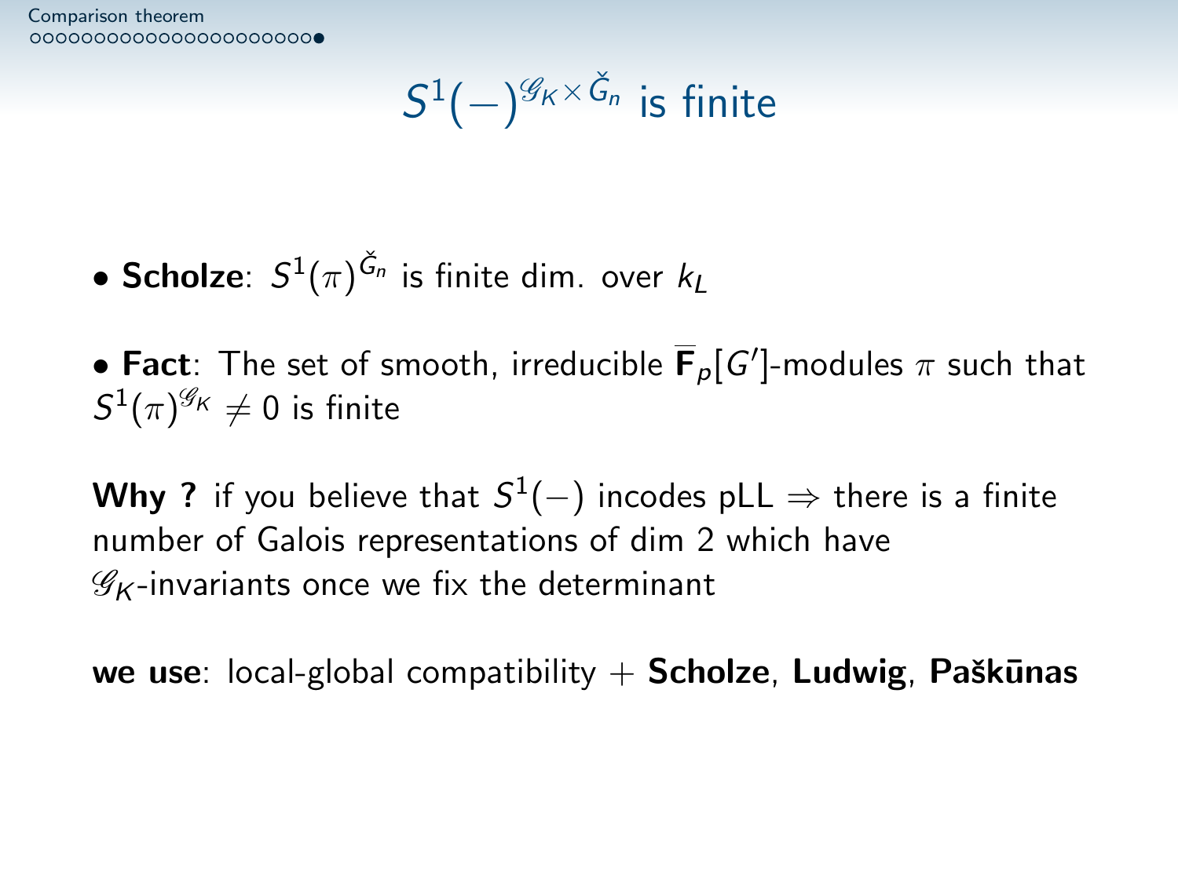# $S^1(-)^{\mathscr{G}_K \times \check{G}_n}$ is finite

- **Scholze**: $S^1(\pi)^{\check{G}_n}$ is finite dim. over $k_L$

- **Fact**: The set of smooth, irreducible $\overline{\mathbf{F}}_p[G']$-modules $\pi$ such that $S^1(\pi)^{\mathscr{G}_K} \neq 0$ is finite

**Why ?** if you believe that $S^1(-)$ incodes pLL $\Rightarrow$ there is a finite number of Galois representations of dim 2 which have $\mathscr{G}_K$-invariants once we fix the determinant

**we use**: local-global compatibility + **Scholze**, **Ludwig**, **Paškūnas**